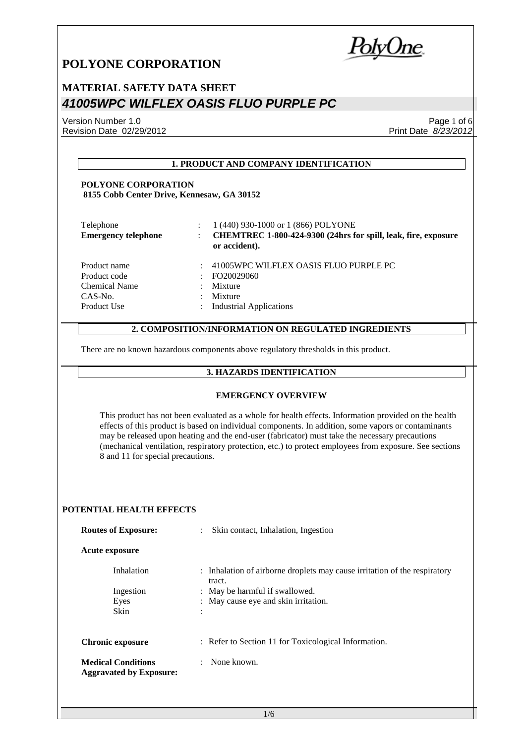# POLYONE CORPORATION

## MATERIAL SAFETY DATA SHEET

## *41005WPC WILFLEX OASIS FLUO PURPLE PC*

Version Number 1.0
Revision Date 02/29/2012
Print Date *8/23/2012*

### 1. PRODUCT AND COMPANY IDENTIFICATION

**POLYONE CORPORATION**
**8155 Cobb Center Drive, Kennesaw, GA 30152**

| | | |
|---|---|---|
| Telephone | : | 1 (440) 930-1000 or 1 (866) POLYONE |
| **Emergency telephone** | : | **CHEMTREC 1-800-424-9300 (24hrs for spill, leak, fire, exposure or accident).** |
| Product name | : | 41005WPC WILFLEX OASIS FLUO PURPLE PC |
| Product code | : | FO20029060 |
| Chemical Name | : | Mixture |
| CAS-No. | : | Mixture |
| Product Use | : | Industrial Applications |

### 2. COMPOSITION/INFORMATION ON REGULATED INGREDIENTS

There are no known hazardous components above regulatory thresholds in this product.

### 3. HAZARDS IDENTIFICATION

#### EMERGENCY OVERVIEW

This product has not been evaluated as a whole for health effects. Information provided on the health effects of this product is based on individual components. In addition, some vapors or contaminants may be released upon heating and the end-user (fabricator) must take the necessary precautions (mechanical ventilation, respiratory protection, etc.) to protect employees from exposure. See sections 8 and 11 for special precautions.

#### POTENTIAL HEALTH EFFECTS

**Routes of Exposure:** : Skin contact, Inhalation, Ingestion

**Acute exposure**

| | | |
|---|---|---|
| Inhalation | : | Inhalation of airborne droplets may cause irritation of the respiratory tract. |
| Ingestion | : | May be harmful if swallowed. |
| Eyes | : | May cause eye and skin irritation. |
| Skin | : | |

**Chronic exposure** : Refer to Section 11 for Toxicological Information.

**Medical Conditions Aggravated by Exposure:** : None known.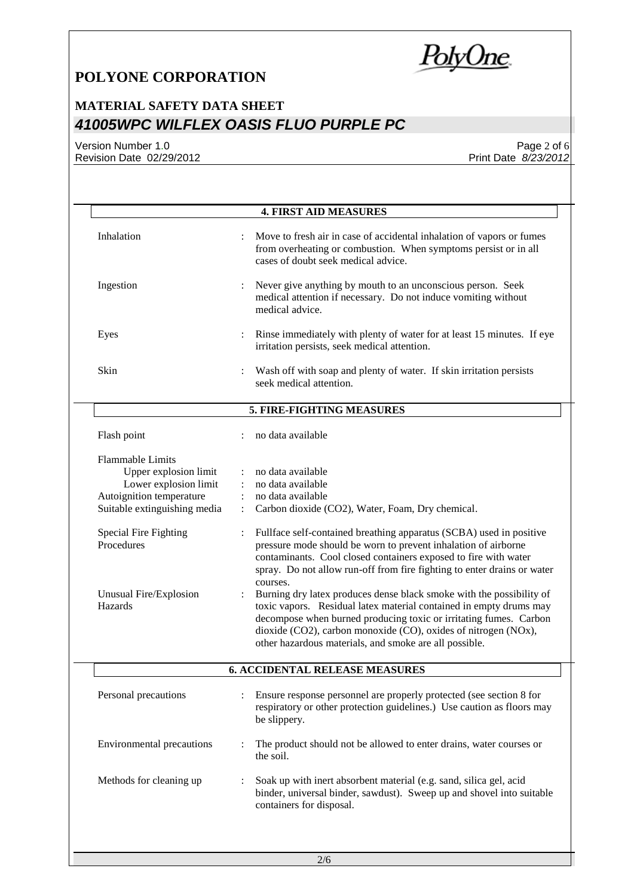## 4. FIRST AID MEASURES

| | |
|---|---|
| Inhalation | Move to fresh air in case of accidental inhalation of vapors or fumes from overheating or combustion. When symptoms persist or in all cases of doubt seek medical advice. |
| Ingestion | Never give anything by mouth to an unconscious person. Seek medical attention if necessary. Do not induce vomiting without medical advice. |
| Eyes | Rinse immediately with plenty of water for at least 15 minutes. If eye irritation persists, seek medical attention. |
| Skin | Wash off with soap and plenty of water. If skin irritation persists seek medical attention. |

## 5. FIRE-FIGHTING MEASURES

| | |
|---|---|
| Flash point | no data available |
| Flammable Limits | |
| Upper explosion limit | no data available |
| Lower explosion limit | no data available |
| Autoignition temperature | no data available |
| Suitable extinguishing media | Carbon dioxide ($CO_2$), Water, Foam, Dry chemical. |
| Special Fire Fighting Procedures | Fullface self-contained breathing apparatus (SCBA) used in positive pressure mode should be worn to prevent inhalation of airborne contaminants. Cool closed containers exposed to fire with water spray. Do not allow run-off from fire fighting to enter drains or water courses. |
| Unusual Fire/Explosion Hazards | Burning dry latex produces dense black smoke with the possibility of toxic vapors. Residual latex material contained in empty drums may decompose when burned producing toxic or irritating fumes. Carbon dioxide ($CO_2$), carbon monoxide (CO), oxides of nitrogen ($NO_x$), other hazardous materials, and smoke are all possible. |

## 6. ACCIDENTAL RELEASE MEASURES

| | |
|---|---|
| Personal precautions | Ensure response personnel are properly protected (see section 8 for respiratory or other protection guidelines.) Use caution as floors may be slippery. |
| Environmental precautions | The product should not be allowed to enter drains, water courses or the soil. |
| Methods for cleaning up | Soak up with inert absorbent material (e.g. sand, silica gel, acid binder, universal binder, sawdust). Sweep up and shovel into suitable containers for disposal. |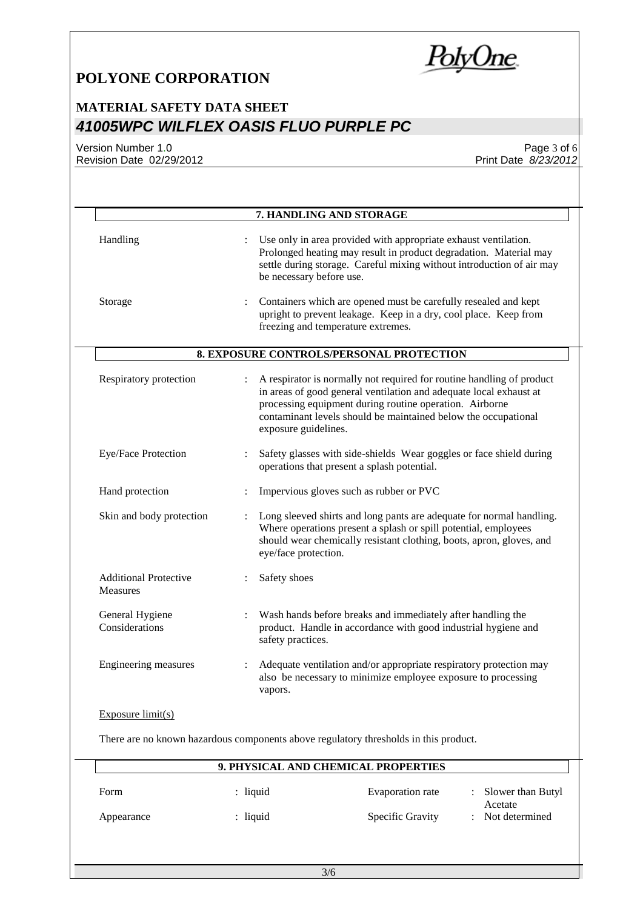## 7. HANDLING AND STORAGE

| | |
|---|---|
| Handling | : Use only in area provided with appropriate exhaust ventilation. Prolonged heating may result in product degradation. Material may settle during storage. Careful mixing without introduction of air may be necessary before use. |
| Storage | : Containers which are opened must be carefully resealed and kept upright to prevent leakage. Keep in a dry, cool place. Keep from freezing and temperature extremes. |

## 8. EXPOSURE CONTROLS/PERSONAL PROTECTION

| | |
|---|---|
| Respiratory protection | : A respirator is normally not required for routine handling of product in areas of good general ventilation and adequate local exhaust at processing equipment during routine operation. Airborne contaminant levels should be maintained below the occupational exposure guidelines. |
| Eye/Face Protection | : Safety glasses with side-shields Wear goggles or face shield during operations that present a splash potential. |
| Hand protection | : Impervious gloves such as rubber or PVC |
| Skin and body protection | : Long sleeved shirts and long pants are adequate for normal handling. Where operations present a splash or spill potential, employees should wear chemically resistant clothing, boots, apron, gloves, and eye/face protection. |
| Additional Protective Measures | : Safety shoes |
| General Hygiene Considerations | : Wash hands before breaks and immediately after handling the product. Handle in accordance with good industrial hygiene and safety practices. |
| Engineering measures | : Adequate ventilation and/or appropriate respiratory protection may also be necessary to minimize employee exposure to processing vapors. |

Exposure limit(s)

There are no known hazardous components above regulatory thresholds in this product.

## 9. PHYSICAL AND CHEMICAL PROPERTIES

| | | | |
|---|---|---|---|
| Form | : liquid | Evaporation rate | : Slower than Butyl Acetate |
| Appearance | : liquid | Specific Gravity | : Not determined |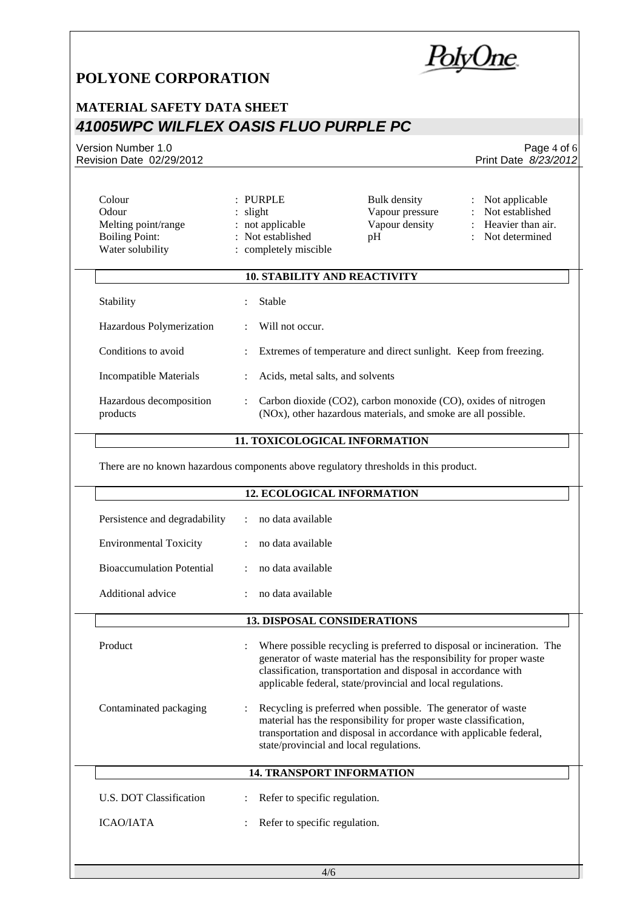| | | | |
|---|---|---|---|
| Colour | : PURPLE | Bulk density | : Not applicable |
| Odour | : slight | Vapour pressure | : Not established |
| Melting point/range | : not applicable | Vapour density | : Heavier than air. |
| Boiling Point: | : Not established | pH | : Not determined |
| Water solubility | : completely miscible | | |

## 10. STABILITY AND REACTIVITY

| | |
|---|---|
| Stability | : Stable |
| Hazardous Polymerization | : Will not occur. |
| Conditions to avoid | : Extremes of temperature and direct sunlight. Keep from freezing. |
| Incompatible Materials | : Acids, metal salts, and solvents |
| Hazardous decomposition products | : Carbon dioxide ($CO_2$), carbon monoxide (CO), oxides of nitrogen ($NO_x$), other hazardous materials, and smoke are all possible. |

## 11. TOXICOLOGICAL INFORMATION

There are no known hazardous components above regulatory thresholds in this product.

## 12. ECOLOGICAL INFORMATION

| | |
|---|---|
| Persistence and degradability | : no data available |
| Environmental Toxicity | : no data available |
| Bioaccumulation Potential | : no data available |
| Additional advice | : no data available |

## 13. DISPOSAL CONSIDERATIONS

| | |
|---|---|
| Product | : Where possible recycling is preferred to disposal or incineration. The generator of waste material has the responsibility for proper waste classification, transportation and disposal in accordance with applicable federal, state/provincial and local regulations. |
| Contaminated packaging | : Recycling is preferred when possible. The generator of waste material has the responsibility for proper waste classification, transportation and disposal in accordance with applicable federal, state/provincial and local regulations. |

## 14. TRANSPORT INFORMATION

| | |
|---|---|
| U.S. DOT Classification | : Refer to specific regulation. |
| ICAO/IATA | : Refer to specific regulation. |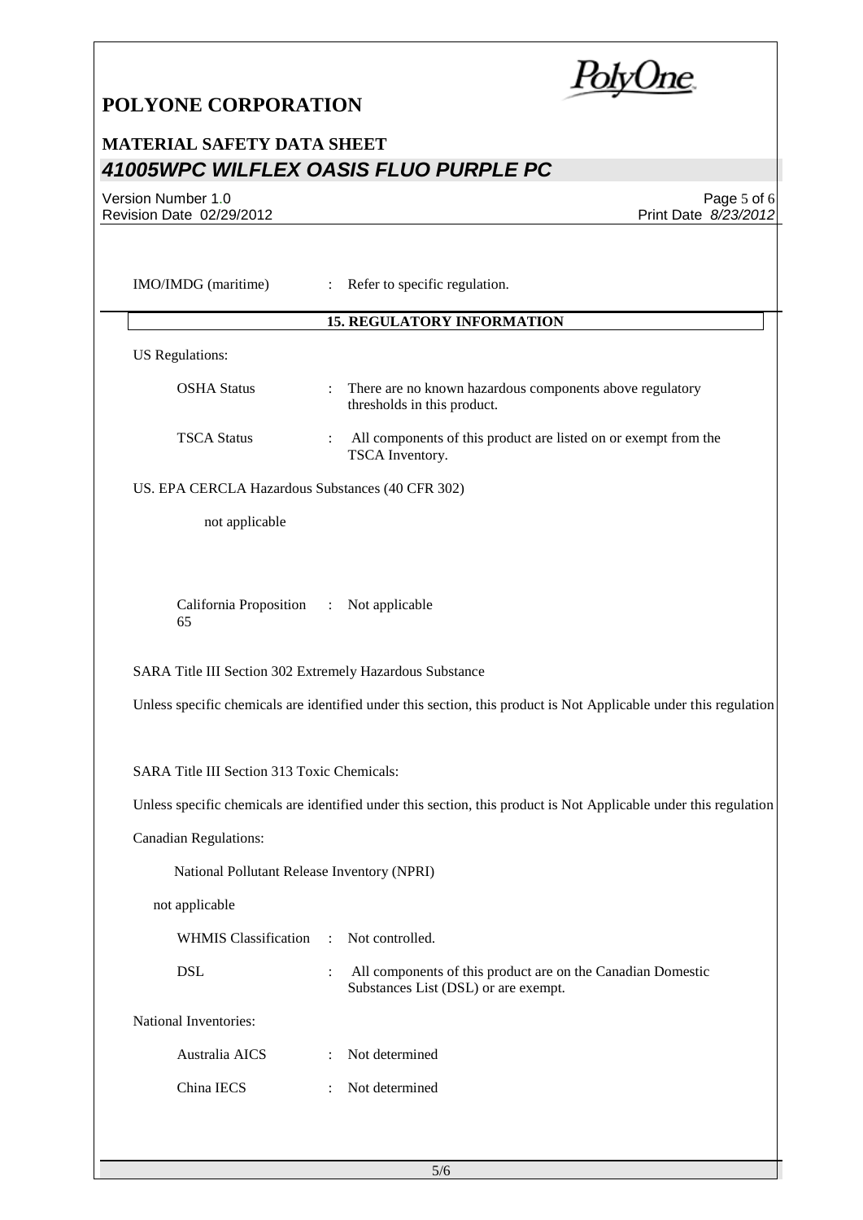IMO/IMDG (maritime) : Refer to specific regulation.

## 15. REGULATORY INFORMATION

US Regulations:

OSHA Status : There are no known hazardous components above regulatory thresholds in this product.

TSCA Status : All components of this product are listed on or exempt from the TSCA Inventory.

US. EPA CERCLA Hazardous Substances (40 CFR 302)

not applicable

California Proposition 65 : Not applicable

SARA Title III Section 302 Extremely Hazardous Substance

Unless specific chemicals are identified under this section, this product is Not Applicable under this regulation

SARA Title III Section 313 Toxic Chemicals:

Unless specific chemicals are identified under this section, this product is Not Applicable under this regulation

Canadian Regulations:

National Pollutant Release Inventory (NPRI)

not applicable

WHMIS Classification : Not controlled.

DSL : All components of this product are on the Canadian Domestic Substances List (DSL) or are exempt.

National Inventories:

Australia AICS : Not determined

China IECS : Not determined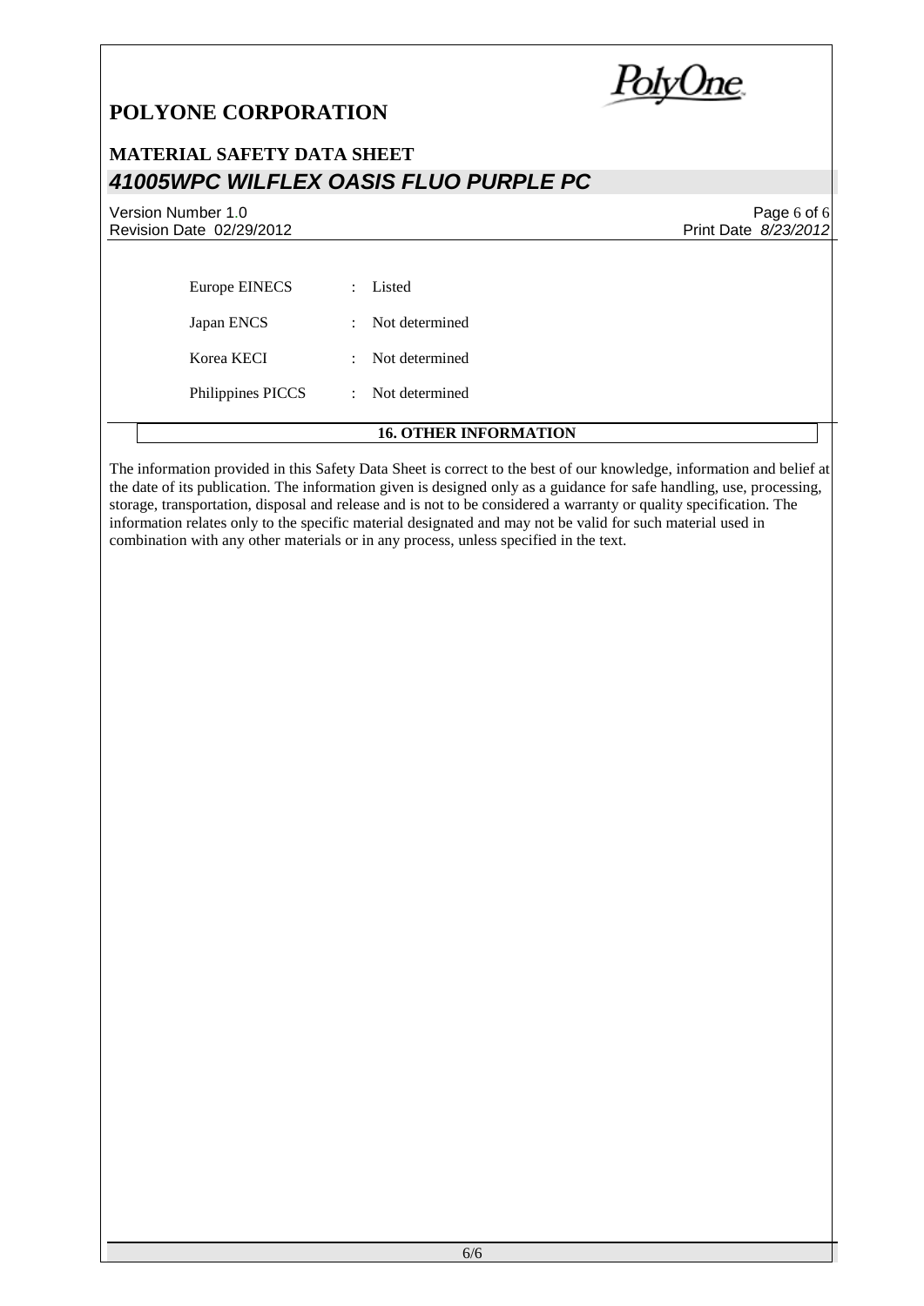| | | |
|---|---|---|
| Europe EINECS | : | Listed |
| Japan ENCS | : | Not determined |
| Korea KECI | : | Not determined |
| Philippines PICCS | : | Not determined |

## 16. OTHER INFORMATION

The information provided in this Safety Data Sheet is correct to the best of our knowledge, information and belief at the date of its publication. The information given is designed only as a guidance for safe handling, use, processing, storage, transportation, disposal and release and is not to be considered a warranty or quality specification. The information relates only to the specific material designated and may not be valid for such material used in combination with any other materials or in any process, unless specified in the text.